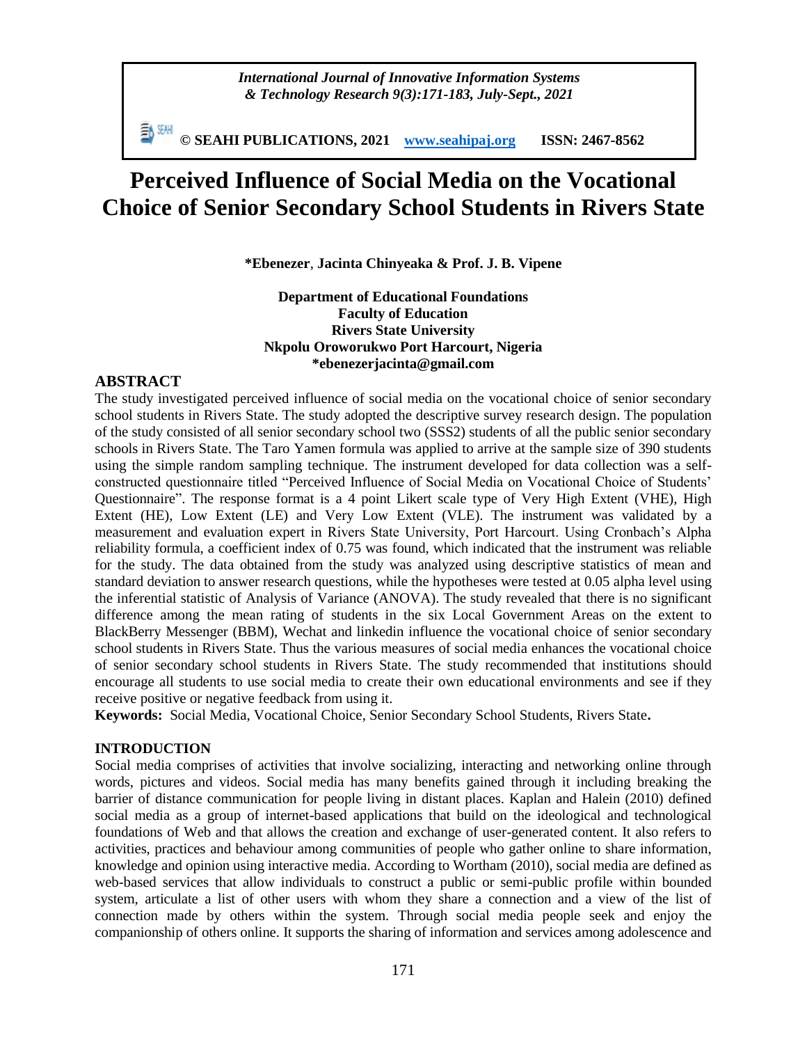*International Journal of Innovative Information Systems & Technology Research 9(3):171-183, July-Sept., 2021*

**© SEAHI PUBLICATIONS, 2021 www.seahipaj.org ISSN: 2467-8562**

# Perceived Influence of Social Media on the Vocational Choice of Senior Secondary School Students in Rivers State

**\*Ebenezer, Jacinta Chinyeaka & Prof. J. B. Vipene**

**Department of Educational Foundations**
**Faculty of Education**
**Rivers State University**
**Nkpolu Oroworukwo Port Harcourt, Nigeria**
**\*ebenezerjacinta@gmail.com**

## ABSTRACT

The study investigated perceived influence of social media on the vocational choice of senior secondary school students in Rivers State. The study adopted the descriptive survey research design. The population of the study consisted of all senior secondary school two (SSS2) students of all the public senior secondary schools in Rivers State. The Taro Yamen formula was applied to arrive at the sample size of 390 students using the simple random sampling technique. The instrument developed for data collection was a self-constructed questionnaire titled "Perceived Influence of Social Media on Vocational Choice of Students' Questionnaire". The response format is a 4 point Likert scale type of Very High Extent (VHE), High Extent (HE), Low Extent (LE) and Very Low Extent (VLE). The instrument was validated by a measurement and evaluation expert in Rivers State University, Port Harcourt. Using Cronbach's Alpha reliability formula, a coefficient index of 0.75 was found, which indicated that the instrument was reliable for the study. The data obtained from the study was analyzed using descriptive statistics of mean and standard deviation to answer research questions, while the hypotheses were tested at 0.05 alpha level using the inferential statistic of Analysis of Variance (ANOVA). The study revealed that there is no significant difference among the mean rating of students in the six Local Government Areas on the extent to BlackBerry Messenger (BBM), Wechat and linkedin influence the vocational choice of senior secondary school students in Rivers State. Thus the various measures of social media enhances the vocational choice of senior secondary school students in Rivers State. The study recommended that institutions should encourage all students to use social media to create their own educational environments and see if they receive positive or negative feedback from using it.

**Keywords:** Social Media, Vocational Choice, Senior Secondary School Students, Rivers State**.**

## INTRODUCTION

Social media comprises of activities that involve socializing, interacting and networking online through words, pictures and videos. Social media has many benefits gained through it including breaking the barrier of distance communication for people living in distant places. Kaplan and Halein (2010) defined social media as a group of internet-based applications that build on the ideological and technological foundations of Web and that allows the creation and exchange of user-generated content. It also refers to activities, practices and behaviour among communities of people who gather online to share information, knowledge and opinion using interactive media. According to Wortham (2010), social media are defined as web-based services that allow individuals to construct a public or semi-public profile within bounded system, articulate a list of other users with whom they share a connection and a view of the list of connection made by others within the system. Through social media people seek and enjoy the companionship of others online. It supports the sharing of information and services among adolescence and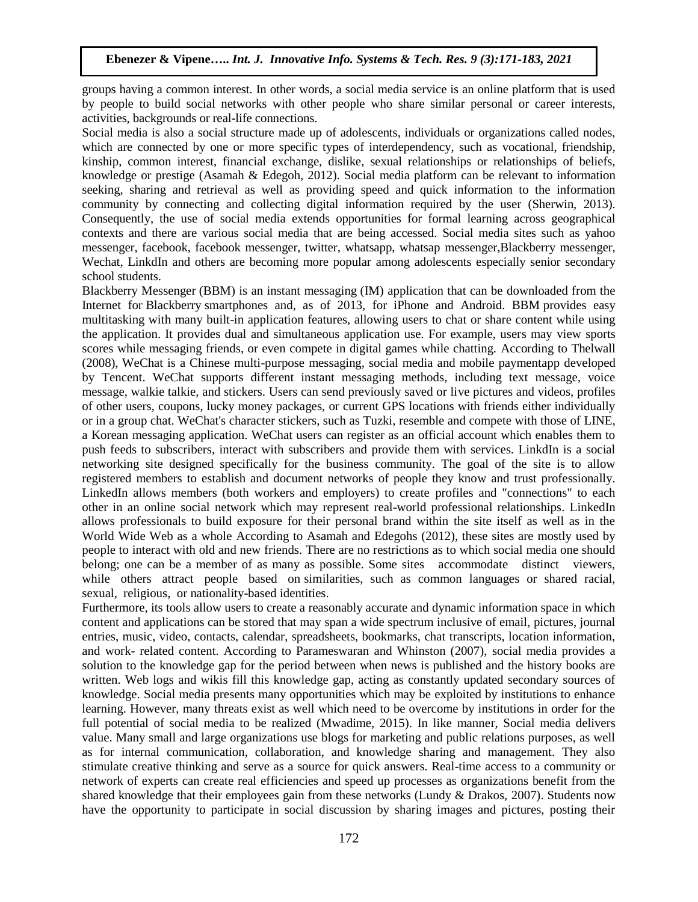groups having a common interest. In other words, a social media service is an online platform that is used by people to build social networks with other people who share similar personal or career interests, activities, backgrounds or real-life connections.

Social media is also a social structure made up of adolescents, individuals or organizations called nodes, which are connected by one or more specific types of interdependency, such as vocational, friendship, kinship, common interest, financial exchange, dislike, sexual relationships or relationships of beliefs, knowledge or prestige (Asamah & Edegoh, 2012). Social media platform can be relevant to information seeking, sharing and retrieval as well as providing speed and quick information to the information community by connecting and collecting digital information required by the user (Sherwin, 2013). Consequently, the use of social media extends opportunities for formal learning across geographical contexts and there are various social media that are being accessed. Social media sites such as yahoo messenger, facebook, facebook messenger, twitter, whatsapp, whatsap messenger,Blackberry messenger, Wechat, LinkdIn and others are becoming more popular among adolescents especially senior secondary school students.

Blackberry Messenger (BBM) is an instant messaging (IM) application that can be downloaded from the Internet for Blackberry smartphones and, as of 2013, for iPhone and Android. BBM provides easy multitasking with many built-in application features, allowing users to chat or share content while using the application. It provides dual and simultaneous application use. For example, users may view sports scores while messaging friends, or even compete in digital games while chatting. According to Thelwall (2008), WeChat is a Chinese multi-purpose messaging, social media and mobile paymentapp developed by Tencent. WeChat supports different instant messaging methods, including text message, voice message, walkie talkie, and stickers. Users can send previously saved or live pictures and videos, profiles of other users, coupons, lucky money packages, or current GPS locations with friends either individually or in a group chat. WeChat's character stickers, such as Tuzki, resemble and compete with those of LINE, a Korean messaging application. WeChat users can register as an official account which enables them to push feeds to subscribers, interact with subscribers and provide them with services. LinkdIn is a social networking site designed specifically for the business community. The goal of the site is to allow registered members to establish and document networks of people they know and trust professionally. LinkedIn allows members (both workers and employers) to create profiles and "connections" to each other in an online social network which may represent real-world professional relationships. LinkedIn allows professionals to build exposure for their personal brand within the site itself as well as in the World Wide Web as a whole According to Asamah and Edegohs (2012), these sites are mostly used by people to interact with old and new friends. There are no restrictions as to which social media one should belong; one can be a member of as many as possible. Some sites accommodate distinct viewers, while others attract people based on similarities, such as common languages or shared racial, sexual, religious, or nationality-based identities.

Furthermore, its tools allow users to create a reasonably accurate and dynamic information space in which content and applications can be stored that may span a wide spectrum inclusive of email, pictures, journal entries, music, video, contacts, calendar, spreadsheets, bookmarks, chat transcripts, location information, and work- related content. According to Parameswaran and Whinston (2007), social media provides a solution to the knowledge gap for the period between when news is published and the history books are written. Web logs and wikis fill this knowledge gap, acting as constantly updated secondary sources of knowledge. Social media presents many opportunities which may be exploited by institutions to enhance learning. However, many threats exist as well which need to be overcome by institutions in order for the full potential of social media to be realized (Mwadime, 2015). In like manner, Social media delivers value. Many small and large organizations use blogs for marketing and public relations purposes, as well as for internal communication, collaboration, and knowledge sharing and management. They also stimulate creative thinking and serve as a source for quick answers. Real-time access to a community or network of experts can create real efficiencies and speed up processes as organizations benefit from the shared knowledge that their employees gain from these networks (Lundy & Drakos, 2007). Students now have the opportunity to participate in social discussion by sharing images and pictures, posting their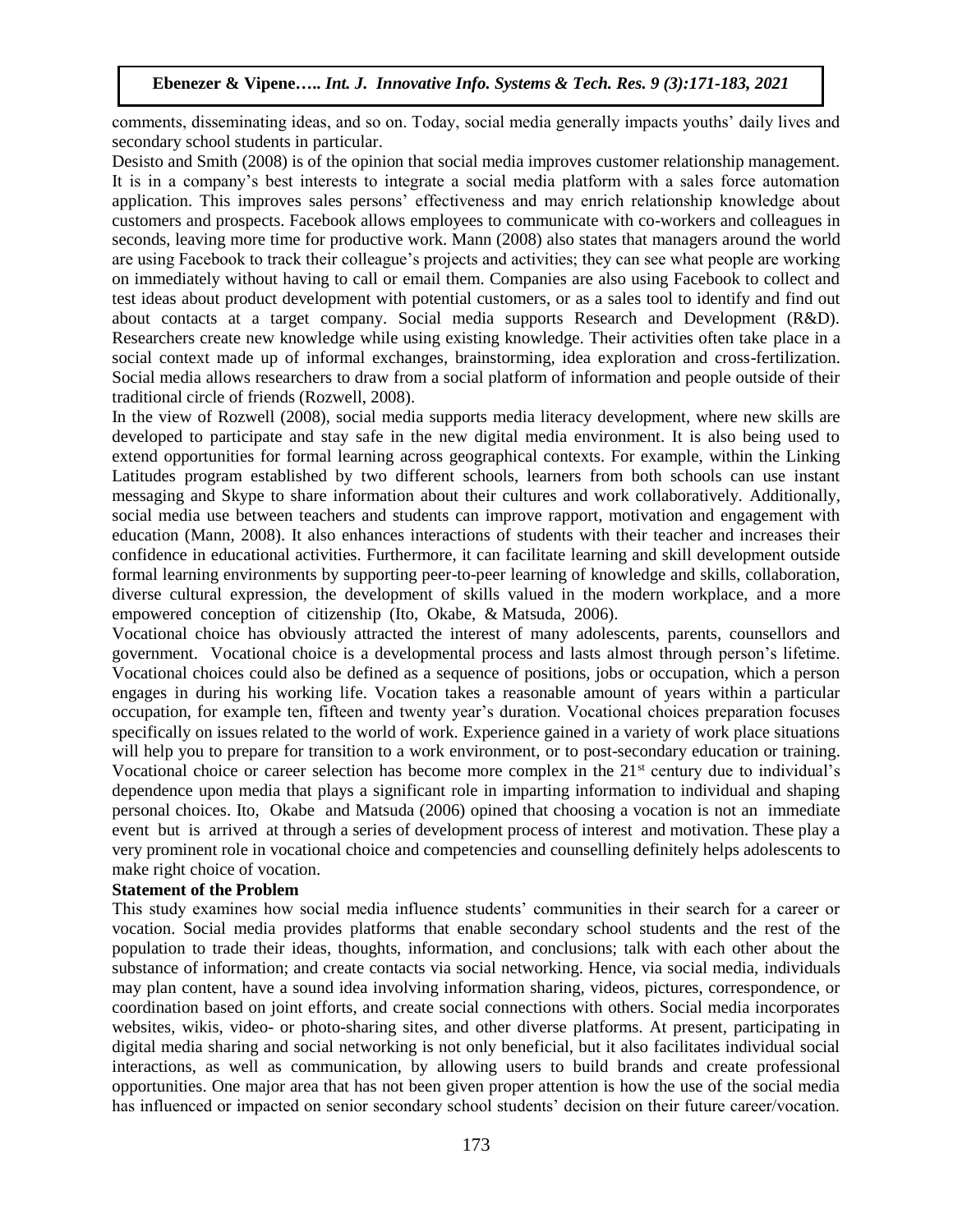comments, disseminating ideas, and so on. Today, social media generally impacts youths' daily lives and secondary school students in particular.

Desisto and Smith (2008) is of the opinion that social media improves customer relationship management. It is in a company's best interests to integrate a social media platform with a sales force automation application. This improves sales persons' effectiveness and may enrich relationship knowledge about customers and prospects. Facebook allows employees to communicate with co-workers and colleagues in seconds, leaving more time for productive work. Mann (2008) also states that managers around the world are using Facebook to track their colleague's projects and activities; they can see what people are working on immediately without having to call or email them. Companies are also using Facebook to collect and test ideas about product development with potential customers, or as a sales tool to identify and find out about contacts at a target company. Social media supports Research and Development (R&D). Researchers create new knowledge while using existing knowledge. Their activities often take place in a social context made up of informal exchanges, brainstorming, idea exploration and cross-fertilization. Social media allows researchers to draw from a social platform of information and people outside of their traditional circle of friends (Rozwell, 2008).

In the view of Rozwell (2008), social media supports media literacy development, where new skills are developed to participate and stay safe in the new digital media environment. It is also being used to extend opportunities for formal learning across geographical contexts. For example, within the Linking Latitudes program established by two different schools, learners from both schools can use instant messaging and Skype to share information about their cultures and work collaboratively. Additionally, social media use between teachers and students can improve rapport, motivation and engagement with education (Mann, 2008). It also enhances interactions of students with their teacher and increases their confidence in educational activities. Furthermore, it can facilitate learning and skill development outside formal learning environments by supporting peer-to-peer learning of knowledge and skills, collaboration, diverse cultural expression, the development of skills valued in the modern workplace, and a more empowered conception of citizenship (Ito, Okabe, & Matsuda, 2006).

Vocational choice has obviously attracted the interest of many adolescents, parents, counsellors and government. Vocational choice is a developmental process and lasts almost through person's lifetime. Vocational choices could also be defined as a sequence of positions, jobs or occupation, which a person engages in during his working life. Vocation takes a reasonable amount of years within a particular occupation, for example ten, fifteen and twenty year's duration. Vocational choices preparation focuses specifically on issues related to the world of work. Experience gained in a variety of work place situations will help you to prepare for transition to a work environment, or to post-secondary education or training. Vocational choice or career selection has become more complex in the 21st century due to individual's dependence upon media that plays a significant role in imparting information to individual and shaping personal choices. Ito, Okabe and Matsuda (2006) opined that choosing a vocation is not an immediate event but is arrived at through a series of development process of interest and motivation. These play a very prominent role in vocational choice and competencies and counselling definitely helps adolescents to make right choice of vocation.

**Statement of the Problem**

This study examines how social media influence students' communities in their search for a career or vocation. Social media provides platforms that enable secondary school students and the rest of the population to trade their ideas, thoughts, information, and conclusions; talk with each other about the substance of information; and create contacts via social networking. Hence, via social media, individuals may plan content, have a sound idea involving information sharing, videos, pictures, correspondence, or coordination based on joint efforts, and create social connections with others. Social media incorporates websites, wikis, video- or photo-sharing sites, and other diverse platforms. At present, participating in digital media sharing and social networking is not only beneficial, but it also facilitates individual social interactions, as well as communication, by allowing users to build brands and create professional opportunities. One major area that has not been given proper attention is how the use of the social media has influenced or impacted on senior secondary school students' decision on their future career/vocation.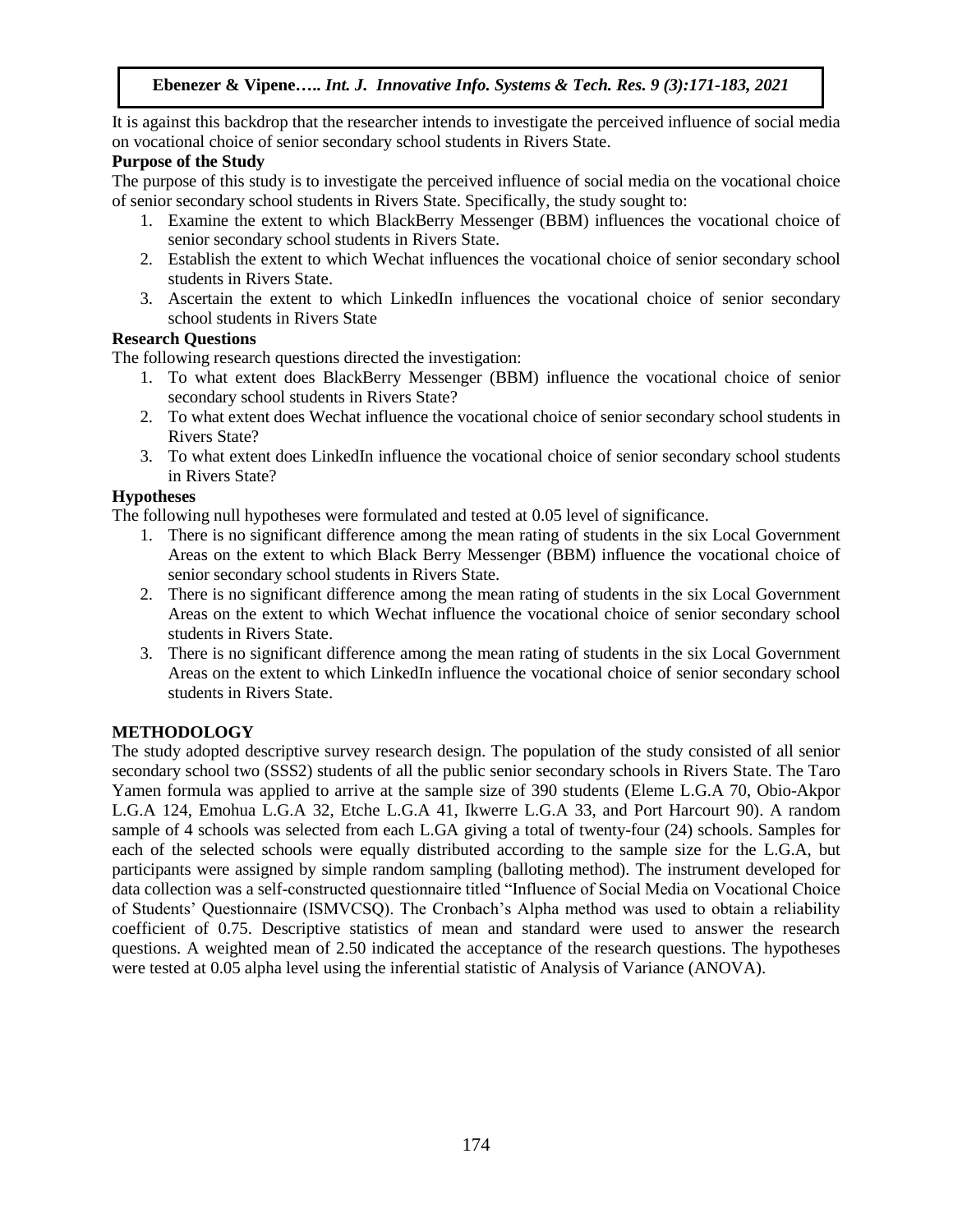It is against this backdrop that the researcher intends to investigate the perceived influence of social media on vocational choice of senior secondary school students in Rivers State.

**Purpose of the Study**

The purpose of this study is to investigate the perceived influence of social media on the vocational choice of senior secondary school students in Rivers State. Specifically, the study sought to:

1. Examine the extent to which BlackBerry Messenger (BBM) influences the vocational choice of senior secondary school students in Rivers State.
2. Establish the extent to which Wechat influences the vocational choice of senior secondary school students in Rivers State.
3. Ascertain the extent to which LinkedIn influences the vocational choice of senior secondary school students in Rivers State

**Research Questions**

The following research questions directed the investigation:

1. To what extent does BlackBerry Messenger (BBM) influence the vocational choice of senior secondary school students in Rivers State?
2. To what extent does Wechat influence the vocational choice of senior secondary school students in Rivers State?
3. To what extent does LinkedIn influence the vocational choice of senior secondary school students in Rivers State?

**Hypotheses**

The following null hypotheses were formulated and tested at 0.05 level of significance.

1. There is no significant difference among the mean rating of students in the six Local Government Areas on the extent to which Black Berry Messenger (BBM) influence the vocational choice of senior secondary school students in Rivers State.
2. There is no significant difference among the mean rating of students in the six Local Government Areas on the extent to which Wechat influence the vocational choice of senior secondary school students in Rivers State.
3. There is no significant difference among the mean rating of students in the six Local Government Areas on the extent to which LinkedIn influence the vocational choice of senior secondary school students in Rivers State.

**METHODOLOGY**

The study adopted descriptive survey research design. The population of the study consisted of all senior secondary school two (SSS2) students of all the public senior secondary schools in Rivers State. The Taro Yamen formula was applied to arrive at the sample size of 390 students (Eleme L.G.A 70, Obio-Akpor L.G.A 124, Emohua L.G.A 32, Etche L.G.A 41, Ikwerre L.G.A 33, and Port Harcourt 90). A random sample of 4 schools was selected from each L.GA giving a total of twenty-four (24) schools. Samples for each of the selected schools were equally distributed according to the sample size for the L.G.A, but participants were assigned by simple random sampling (balloting method). The instrument developed for data collection was a self-constructed questionnaire titled "Influence of Social Media on Vocational Choice of Students' Questionnaire (ISMVCSQ). The Cronbach's Alpha method was used to obtain a reliability coefficient of 0.75. Descriptive statistics of mean and standard were used to answer the research questions. A weighted mean of 2.50 indicated the acceptance of the research questions. The hypotheses were tested at 0.05 alpha level using the inferential statistic of Analysis of Variance (ANOVA).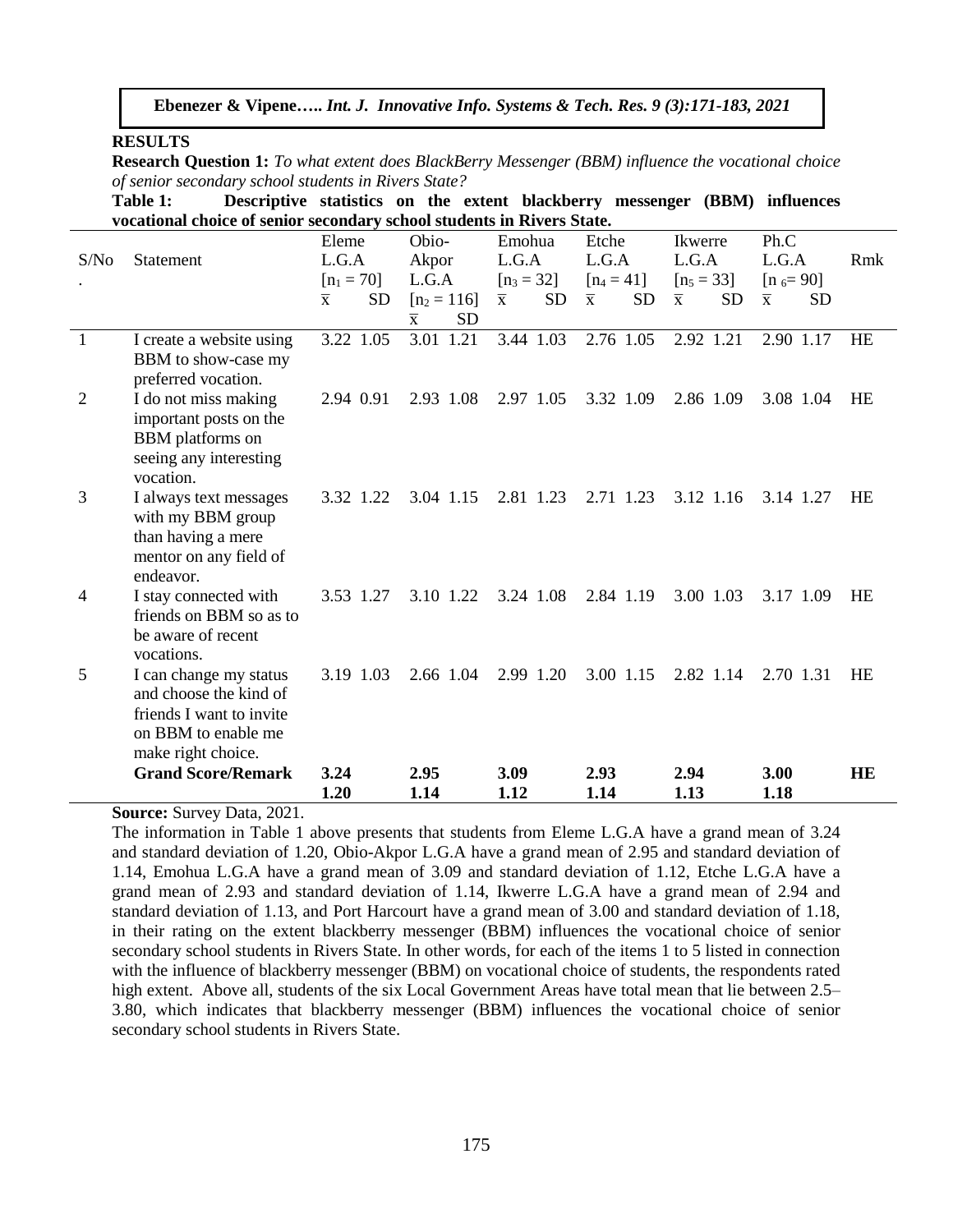## RESULTS

**Research Question 1:** *To what extent does BlackBerry Messenger (BBM) influence the vocational choice of senior secondary school students in Rivers State?*

**Table 1: Descriptive statistics on the extent blackberry messenger (BBM) influences vocational choice of senior secondary school students in Rivers State.**

| S/No. | Statement | Eleme L.G.A $[n_1 = 70]$ $\overline{x}$ | SD | Obio-Akpor L.G.A $[n_2 = 116]$ $\overline{x}$ | SD | Emohua L.G.A $[n_3 = 32]$ $\overline{x}$ | SD | Etche L.G.A $[n_4 = 41]$ $\overline{x}$ | SD | Ikwerre L.G.A $[n_5 = 33]$ $\overline{x}$ | SD | Ph.C L.G.A $[n_6 = 90]$ $\overline{x}$ | SD | Rmk |
|---|---|---|---|---|---|---|---|---|---|---|---|---|---|---|
| 1 | I create a website using BBM to show-case my preferred vocation. | 3.22 | 1.05 | 3.01 | 1.21 | 3.44 | 1.03 | 2.76 | 1.05 | 2.92 | 1.21 | 2.90 | 1.17 | HE |
| 2 | I do not miss making important posts on the BBM platforms on seeing any interesting vocation. | 2.94 | 0.91 | 2.93 | 1.08 | 2.97 | 1.05 | 3.32 | 1.09 | 2.86 | 1.09 | 3.08 | 1.04 | HE |
| 3 | I always text messages with my BBM group than having a mere mentor on any field of endeavor. | 3.32 | 1.22 | 3.04 | 1.15 | 2.81 | 1.23 | 2.71 | 1.23 | 3.12 | 1.16 | 3.14 | 1.27 | HE |
| 4 | I stay connected with friends on BBM so as to be aware of recent vocations. | 3.53 | 1.27 | 3.10 | 1.22 | 3.24 | 1.08 | 2.84 | 1.19 | 3.00 | 1.03 | 3.17 | 1.09 | HE |
| 5 | I can change my status and choose the kind of friends I want to invite on BBM to enable me make right choice. | 3.19 | 1.03 | 2.66 | 1.04 | 2.99 | 1.20 | 3.00 | 1.15 | 2.82 | 1.14 | 2.70 | 1.31 | HE |
| | **Grand Score/Remark** | **3.24** | **1.20** | **2.95** | **1.14** | **3.09** | **1.12** | **2.93** | **1.14** | **2.94** | **1.13** | **3.00** | **1.18** | **HE** |

**Source:** Survey Data, 2021.

The information in Table 1 above presents that students from Eleme L.G.A have a grand mean of 3.24 and standard deviation of 1.20, Obio-Akpor L.G.A have a grand mean of 2.95 and standard deviation of 1.14, Emohua L.G.A have a grand mean of 3.09 and standard deviation of 1.12, Etche L.G.A have a grand mean of 2.93 and standard deviation of 1.14, Ikwerre L.G.A have a grand mean of 2.94 and standard deviation of 1.13, and Port Harcourt have a grand mean of 3.00 and standard deviation of 1.18, in their rating on the extent blackberry messenger (BBM) influences the vocational choice of senior secondary school students in Rivers State. In other words, for each of the items 1 to 5 listed in connection with the influence of blackberry messenger (BBM) on vocational choice of students, the respondents rated high extent. Above all, students of the six Local Government Areas have total mean that lie between 2.5–3.80, which indicates that blackberry messenger (BBM) influences the vocational choice of senior secondary school students in Rivers State.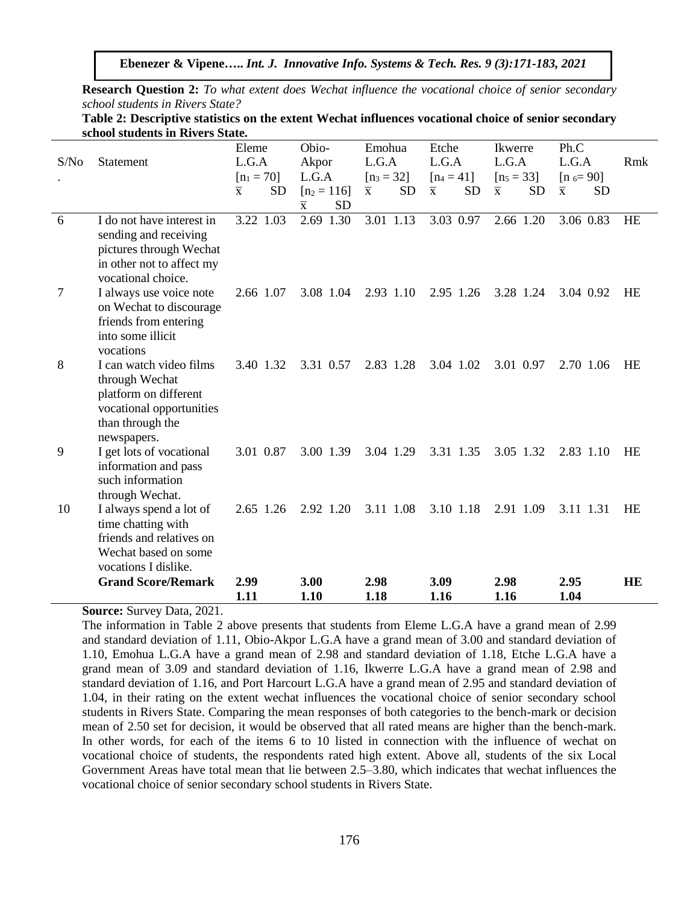**Research Question 2:** *To what extent does Wechat influence the vocational choice of senior secondary school students in Rivers State?*

**Table 2: Descriptive statistics on the extent Wechat influences vocational choice of senior secondary school students in Rivers State.**

| S/No. | Statement | Eleme L.G.A $[n_1 = 70]$ | | Obio-Akpor L.G.A $[n_2 = 116]$ | | Emohua L.G.A $[n_3 = 32]$ | | Etche L.G.A $[n_4 = 41]$ | | Ikwerre L.G.A $[n_5 = 33]$ | | Ph.C L.G.A $[n_6 = 90]$ | | Rmk |
|---|---|---|---|---|---|---|---|---|---|---|---|---|---|---|
| | | $\bar{x}$ | SD | $\bar{x}$ | SD | $\bar{x}$ | SD | $\bar{x}$ | SD | $\bar{x}$ | SD | $\bar{x}$ | SD | |
| 6 | I do not have interest in sending and receiving pictures through Wechat in other not to affect my vocational choice. | 3.22 | 1.03 | 2.69 | 1.30 | 3.01 | 1.13 | 3.03 | 0.97 | 2.66 | 1.20 | 3.06 | 0.83 | HE |
| 7 | I always use voice note on Wechat to discourage friends from entering into some illicit vocations | 2.66 | 1.07 | 3.08 | 1.04 | 2.93 | 1.10 | 2.95 | 1.26 | 3.28 | 1.24 | 3.04 | 0.92 | HE |
| 8 | I can watch video films through Wechat platform on different vocational opportunities than through the newspapers. | 3.40 | 1.32 | 3.31 | 0.57 | 2.83 | 1.28 | 3.04 | 1.02 | 3.01 | 0.97 | 2.70 | 1.06 | HE |
| 9 | I get lots of vocational information and pass such information through Wechat. | 3.01 | 0.87 | 3.00 | 1.39 | 3.04 | 1.29 | 3.31 | 1.35 | 3.05 | 1.32 | 2.83 | 1.10 | HE |
| 10 | I always spend a lot of time chatting with friends and relatives on Wechat based on some vocations I dislike. | 2.65 | 1.26 | 2.92 | 1.20 | 3.11 | 1.08 | 3.10 | 1.18 | 2.91 | 1.09 | 3.11 | 1.31 | HE |
| | **Grand Score/Remark** | **2.99** | **1.11** | **3.00** | **1.10** | **2.98** | **1.18** | **3.09** | **1.16** | **2.98** | **1.16** | **2.95** | **1.04** | **HE** |

**Source:** Survey Data, 2021.

The information in Table 2 above presents that students from Eleme L.G.A have a grand mean of 2.99 and standard deviation of 1.11, Obio-Akpor L.G.A have a grand mean of 3.00 and standard deviation of 1.10, Emohua L.G.A have a grand mean of 2.98 and standard deviation of 1.18, Etche L.G.A have a grand mean of 3.09 and standard deviation of 1.16, Ikwerre L.G.A have a grand mean of 2.98 and standard deviation of 1.16, and Port Harcourt L.G.A have a grand mean of 2.95 and standard deviation of 1.04, in their rating on the extent wechat influences the vocational choice of senior secondary school students in Rivers State. Comparing the mean responses of both categories to the bench-mark or decision mean of 2.50 set for decision, it would be observed that all rated means are higher than the bench-mark. In other words, for each of the items 6 to 10 listed in connection with the influence of wechat on vocational choice of students, the respondents rated high extent. Above all, students of the six Local Government Areas have total mean that lie between 2.5–3.80, which indicates that wechat influences the vocational choice of senior secondary school students in Rivers State.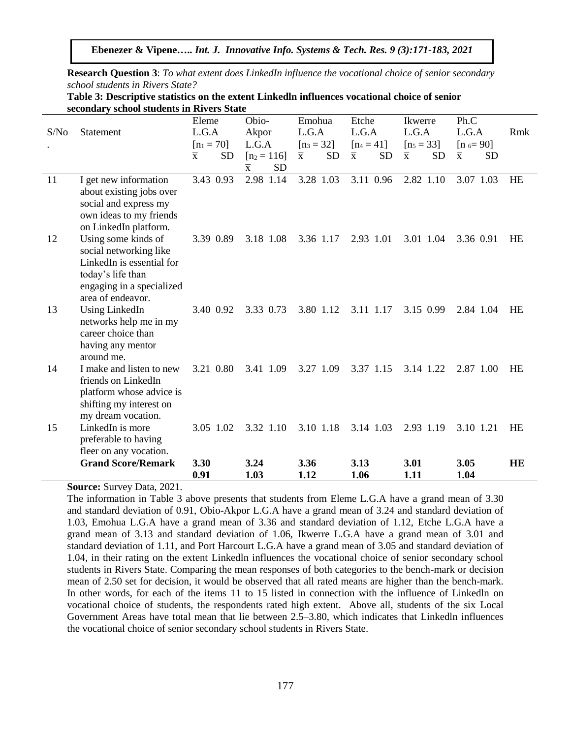**Research Question 3**: *To what extent does LinkedIn influence the vocational choice of senior secondary school students in Rivers State?*

**Table 3: Descriptive statistics on the extent Linkedln influences vocational choice of senior secondary school students in Rivers State**

| S/No. | Statement | Eleme L.G.A [$n_1 = 70$] $\bar{x}$ | SD | Obio-Akpor L.G.A [$n_2 = 116$] $\bar{x}$ | SD | Emohua L.G.A [$n_3 = 32$] $\bar{x}$ | SD | Etche L.G.A [$n_4 = 41$] $\bar{x}$ | SD | Ikwerre L.G.A [$n_5 = 33$] $\bar{x}$ | SD | Ph.C L.G.A [$n_6 = 90$] $\bar{x}$ | SD | Rmk |
|---|---|---|---|---|---|---|---|---|---|---|---|---|---|---|
| 11 | I get new information about existing jobs over social and express my own ideas to my friends on LinkedIn platform. | 3.43 | 0.93 | 2.98 | 1.14 | 3.28 | 1.03 | 3.11 | 0.96 | 2.82 | 1.10 | 3.07 | 1.03 | HE |
| 12 | Using some kinds of social networking like LinkedIn is essential for today's life than engaging in a specialized area of endeavor. | 3.39 | 0.89 | 3.18 | 1.08 | 3.36 | 1.17 | 2.93 | 1.01 | 3.01 | 1.04 | 3.36 | 0.91 | HE |
| 13 | Using LinkedIn networks help me in my career choice than having any mentor around me. | 3.40 | 0.92 | 3.33 | 0.73 | 3.80 | 1.12 | 3.11 | 1.17 | 3.15 | 0.99 | 2.84 | 1.04 | HE |
| 14 | I make and listen to new friends on LinkedIn platform whose advice is shifting my interest on my dream vocation. | 3.21 | 0.80 | 3.41 | 1.09 | 3.27 | 1.09 | 3.37 | 1.15 | 3.14 | 1.22 | 2.87 | 1.00 | HE |
| 15 | LinkedIn is more preferable to having fleer on any vocation. | 3.05 | 1.02 | 3.32 | 1.10 | 3.10 | 1.18 | 3.14 | 1.03 | 2.93 | 1.19 | 3.10 | 1.21 | HE |
| | **Grand Score/Remark** | **3.30** | **0.91** | **3.24** | **1.03** | **3.36** | **1.12** | **3.13** | **1.06** | **3.01** | **1.11** | **3.05** | **1.04** | **HE** |

**Source:** Survey Data, 2021.

The information in Table 3 above presents that students from Eleme L.G.A have a grand mean of 3.30 and standard deviation of 0.91, Obio-Akpor L.G.A have a grand mean of 3.24 and standard deviation of 1.03, Emohua L.G.A have a grand mean of 3.36 and standard deviation of 1.12, Etche L.G.A have a grand mean of 3.13 and standard deviation of 1.06, Ikwerre L.G.A have a grand mean of 3.01 and standard deviation of 1.11, and Port Harcourt L.G.A have a grand mean of 3.05 and standard deviation of 1.04, in their rating on the extent Linkedln influences the vocational choice of senior secondary school students in Rivers State. Comparing the mean responses of both categories to the bench-mark or decision mean of 2.50 set for decision, it would be observed that all rated means are higher than the bench-mark. In other words, for each of the items 11 to 15 listed in connection with the influence of Linkedln on vocational choice of students, the respondents rated high extent. Above all, students of the six Local Government Areas have total mean that lie between 2.5–3.80, which indicates that Linkedln influences the vocational choice of senior secondary school students in Rivers State.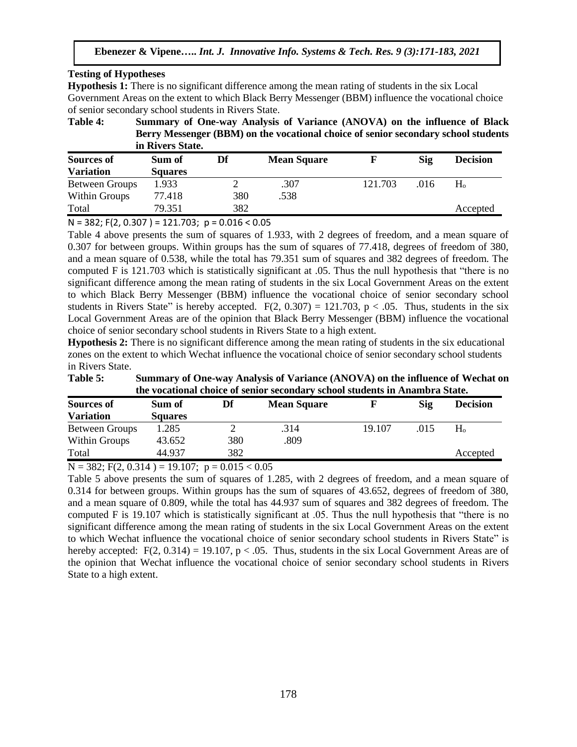### Testing of Hypotheses

**Hypothesis 1:** There is no significant difference among the mean rating of students in the six Local Government Areas on the extent to which Black Berry Messenger (BBM) influence the vocational choice of senior secondary school students in Rivers State.

**Table 4: Summary of One-way Analysis of Variance (ANOVA) on the influence of Black Berry Messenger (BBM) on the vocational choice of senior secondary school students in Rivers State.**

| Sources of Variation | Sum of Squares | Df | Mean Square | F | Sig | Decision |
|---|---|---|---|---|---|---|
| Between Groups | 1.933 | 2 | .307 | 121.703 | .016 | $H_o$ |
| Within Groups | 77.418 | 380 | .538 | | | |
| Total | 79.351 | 382 | | | | Accepted |

N = 382; $F(2, 0.307) = 121.703$; $p = 0.016 < 0.05$

Table 4 above presents the sum of squares of 1.933, with 2 degrees of freedom, and a mean square of 0.307 for between groups. Within groups has the sum of squares of 77.418, degrees of freedom of 380, and a mean square of 0.538, while the total has 79.351 sum of squares and 382 degrees of freedom. The computed F is 121.703 which is statistically significant at .05. Thus the null hypothesis that "there is no significant difference among the mean rating of students in the six Local Government Areas on the extent to which Black Berry Messenger (BBM) influence the vocational choice of senior secondary school students in Rivers State" is hereby accepted. $F(2, 0.307) = 121.703$, $p < .05$. Thus, students in the six Local Government Areas are of the opinion that Black Berry Messenger (BBM) influence the vocational choice of senior secondary school students in Rivers State to a high extent.

**Hypothesis 2:** There is no significant difference among the mean rating of students in the six educational zones on the extent to which Wechat influence the vocational choice of senior secondary school students in Rivers State.

**Table 5: Summary of One-way Analysis of Variance (ANOVA) on the influence of Wechat on the vocational choice of senior secondary school students in Anambra State.**

| Sources of Variation | Sum of Squares | Df | Mean Square | F | Sig | Decision |
|---|---|---|---|---|---|---|
| Between Groups | 1.285 | 2 | .314 | 19.107 | .015 | $H_o$ |
| Within Groups | 43.652 | 380 | .809 | | | |
| Total | 44.937 | 382 | | | | Accepted |

N = 382; $F(2, 0.314) = 19.107$; $p = 0.015 < 0.05$

Table 5 above presents the sum of squares of 1.285, with 2 degrees of freedom, and a mean square of 0.314 for between groups. Within groups has the sum of squares of 43.652, degrees of freedom of 380, and a mean square of 0.809, while the total has 44.937 sum of squares and 382 degrees of freedom. The computed F is 19.107 which is statistically significant at .05. Thus the null hypothesis that "there is no significant difference among the mean rating of students in the six Local Government Areas on the extent to which Wechat influence the vocational choice of senior secondary school students in Rivers State" is hereby accepted: $F(2, 0.314) = 19.107$, $p < .05$. Thus, students in the six Local Government Areas are of the opinion that Wechat influence the vocational choice of senior secondary school students in Rivers State to a high extent.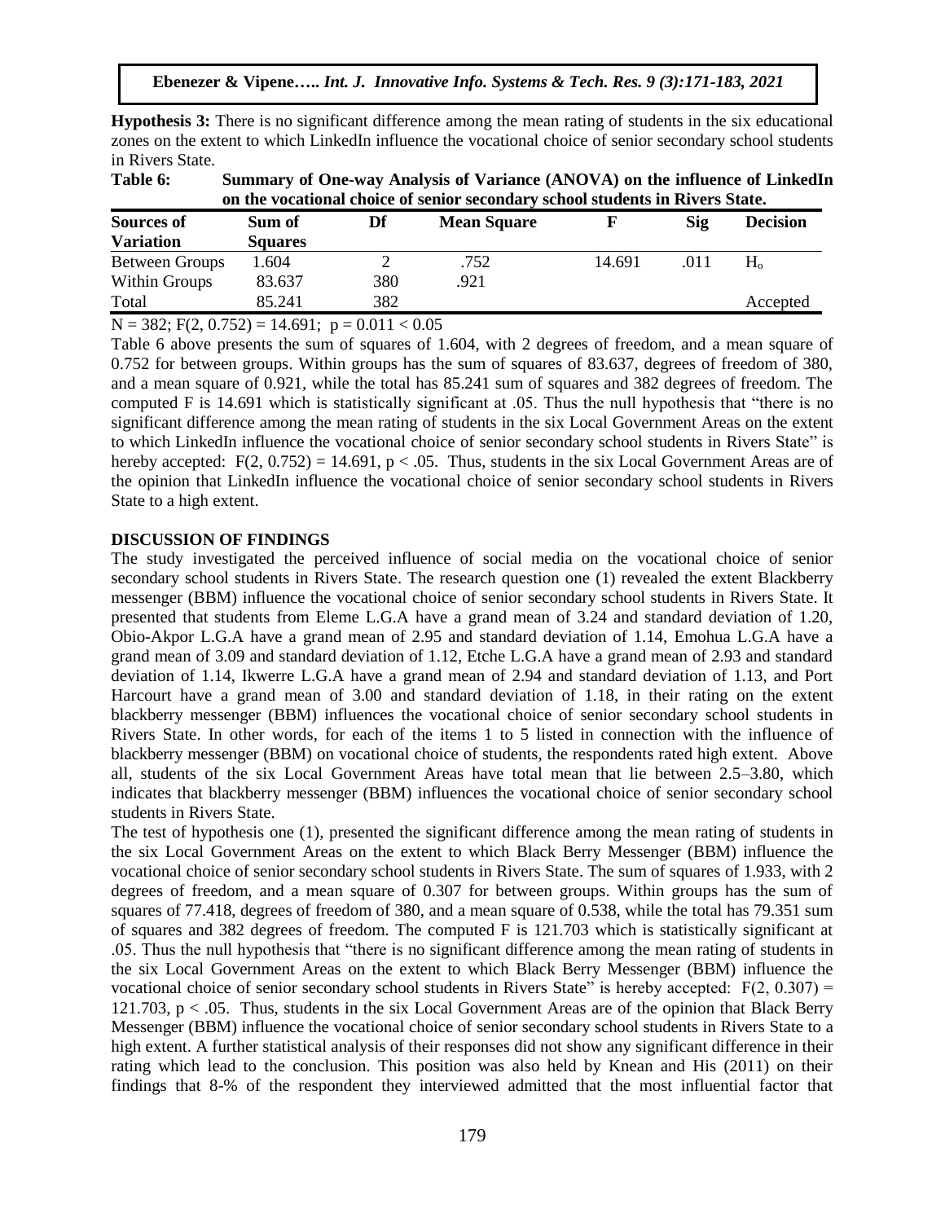**Hypothesis 3:** There is no significant difference among the mean rating of students in the six educational zones on the extent to which LinkedIn influence the vocational choice of senior secondary school students in Rivers State.

**Table 6: Summary of One-way Analysis of Variance (ANOVA) on the influence of LinkedIn on the vocational choice of senior secondary school students in Rivers State.**

| Sources of Variation | Sum of Squares | Df | Mean Square | F | Sig | Decision |
|---|---|---|---|---|---|---|
| Between Groups | 1.604 | 2 | .752 | 14.691 | .011 | $H_o$ |
| Within Groups | 83.637 | 380 | .921 | | | |
| Total | 85.241 | 382 | | | | Accepted |

$N = 382$; $F(2, 0.752) = 14.691$; $p = 0.011 < 0.05$

Table 6 above presents the sum of squares of 1.604, with 2 degrees of freedom, and a mean square of 0.752 for between groups. Within groups has the sum of squares of 83.637, degrees of freedom of 380, and a mean square of 0.921, while the total has 85.241 sum of squares and 382 degrees of freedom. The computed F is 14.691 which is statistically significant at .05. Thus the null hypothesis that "there is no significant difference among the mean rating of students in the six Local Government Areas on the extent to which LinkedIn influence the vocational choice of senior secondary school students in Rivers State" is hereby accepted: $F(2, 0.752) = 14.691$, $p < .05$. Thus, students in the six Local Government Areas are of the opinion that LinkedIn influence the vocational choice of senior secondary school students in Rivers State to a high extent.

## DISCUSSION OF FINDINGS

The study investigated the perceived influence of social media on the vocational choice of senior secondary school students in Rivers State. The research question one (1) revealed the extent Blackberry messenger (BBM) influence the vocational choice of senior secondary school students in Rivers State. It presented that students from Eleme L.G.A have a grand mean of 3.24 and standard deviation of 1.20, Obio-Akpor L.G.A have a grand mean of 2.95 and standard deviation of 1.14, Emohua L.G.A have a grand mean of 3.09 and standard deviation of 1.12, Etche L.G.A have a grand mean of 2.93 and standard deviation of 1.14, Ikwerre L.G.A have a grand mean of 2.94 and standard deviation of 1.13, and Port Harcourt have a grand mean of 3.00 and standard deviation of 1.18, in their rating on the extent blackberry messenger (BBM) influences the vocational choice of senior secondary school students in Rivers State. In other words, for each of the items 1 to 5 listed in connection with the influence of blackberry messenger (BBM) on vocational choice of students, the respondents rated high extent. Above all, students of the six Local Government Areas have total mean that lie between 2.5–3.80, which indicates that blackberry messenger (BBM) influences the vocational choice of senior secondary school students in Rivers State.

The test of hypothesis one (1), presented the significant difference among the mean rating of students in the six Local Government Areas on the extent to which Black Berry Messenger (BBM) influence the vocational choice of senior secondary school students in Rivers State. The sum of squares of 1.933, with 2 degrees of freedom, and a mean square of 0.307 for between groups. Within groups has the sum of squares of 77.418, degrees of freedom of 380, and a mean square of 0.538, while the total has 79.351 sum of squares and 382 degrees of freedom. The computed F is 121.703 which is statistically significant at .05. Thus the null hypothesis that "there is no significant difference among the mean rating of students in the six Local Government Areas on the extent to which Black Berry Messenger (BBM) influence the vocational choice of senior secondary school students in Rivers State" is hereby accepted: $F(2, 0.307) = 121.703$, $p < .05$. Thus, students in the six Local Government Areas are of the opinion that Black Berry Messenger (BBM) influence the vocational choice of senior secondary school students in Rivers State to a high extent. A further statistical analysis of their responses did not show any significant difference in their rating which lead to the conclusion. This position was also held by Knean and His (2011) on their findings that 8-% of the respondent they interviewed admitted that the most influential factor that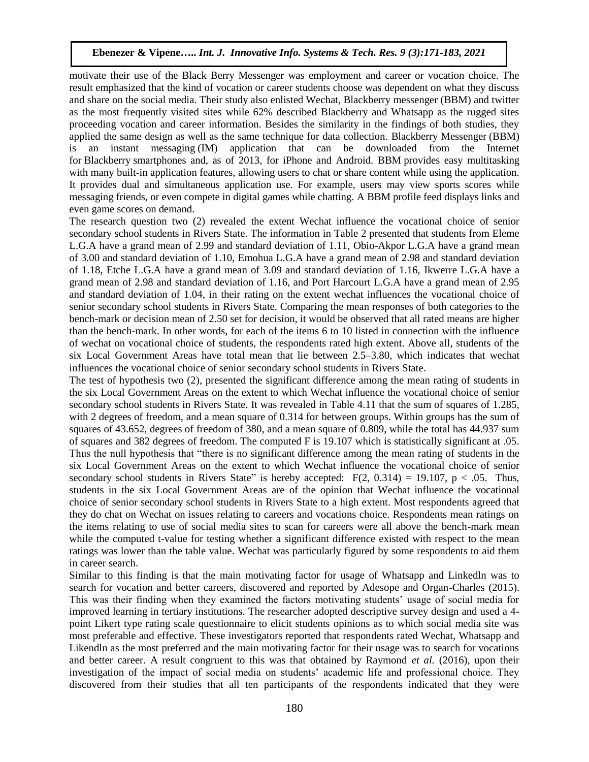motivate their use of the Black Berry Messenger was employment and career or vocation choice. The result emphasized that the kind of vocation or career students choose was dependent on what they discuss and share on the social media. Their study also enlisted Wechat, Blackberry messenger (BBM) and twitter as the most frequently visited sites while 62% described Blackberry and Whatsapp as the rugged sites proceeding vocation and career information. Besides the similarity in the findings of both studies, they applied the same design as well as the same technique for data collection. Blackberry Messenger (BBM) is an instant messaging (IM) application that can be downloaded from the Internet for Blackberry smartphones and, as of 2013, for iPhone and Android. BBM provides easy multitasking with many built-in application features, allowing users to chat or share content while using the application. It provides dual and simultaneous application use. For example, users may view sports scores while messaging friends, or even compete in digital games while chatting. A BBM profile feed displays links and even game scores on demand.

The research question two (2) revealed the extent Wechat influence the vocational choice of senior secondary school students in Rivers State. The information in Table 2 presented that students from Eleme L.G.A have a grand mean of 2.99 and standard deviation of 1.11, Obio-Akpor L.G.A have a grand mean of 3.00 and standard deviation of 1.10, Emohua L.G.A have a grand mean of 2.98 and standard deviation of 1.18, Etche L.G.A have a grand mean of 3.09 and standard deviation of 1.16, Ikwerre L.G.A have a grand mean of 2.98 and standard deviation of 1.16, and Port Harcourt L.G.A have a grand mean of 2.95 and standard deviation of 1.04, in their rating on the extent wechat influences the vocational choice of senior secondary school students in Rivers State. Comparing the mean responses of both categories to the bench-mark or decision mean of 2.50 set for decision, it would be observed that all rated means are higher than the bench-mark. In other words, for each of the items 6 to 10 listed in connection with the influence of wechat on vocational choice of students, the respondents rated high extent. Above all, students of the six Local Government Areas have total mean that lie between 2.5–3.80, which indicates that wechat influences the vocational choice of senior secondary school students in Rivers State.

The test of hypothesis two (2), presented the significant difference among the mean rating of students in the six Local Government Areas on the extent to which Wechat influence the vocational choice of senior secondary school students in Rivers State. It was revealed in Table 4.11 that the sum of squares of 1.285, with 2 degrees of freedom, and a mean square of 0.314 for between groups. Within groups has the sum of squares of 43.652, degrees of freedom of 380, and a mean square of 0.809, while the total has 44.937 sum of squares and 382 degrees of freedom. The computed F is 19.107 which is statistically significant at .05. Thus the null hypothesis that "there is no significant difference among the mean rating of students in the six Local Government Areas on the extent to which Wechat influence the vocational choice of senior secondary school students in Rivers State" is hereby accepted: $F(2, 0.314) = 19.107$, $p < .05$. Thus, students in the six Local Government Areas are of the opinion that Wechat influence the vocational choice of senior secondary school students in Rivers State to a high extent. Most respondents agreed that they do chat on Wechat on issues relating to careers and vocations choice. Respondents mean ratings on the items relating to use of social media sites to scan for careers were all above the bench-mark mean while the computed t-value for testing whether a significant difference existed with respect to the mean ratings was lower than the table value. Wechat was particularly figured by some respondents to aid them in career search.

Similar to this finding is that the main motivating factor for usage of Whatsapp and Linkedln was to search for vocation and better careers, discovered and reported by Adesope and Organ-Charles (2015). This was their finding when they examined the factors motivating students' usage of social media for improved learning in tertiary institutions. The researcher adopted descriptive survey design and used a 4-point Likert type rating scale questionnaire to elicit students opinions as to which social media site was most preferable and effective. These investigators reported that respondents rated Wechat, Whatsapp and Likendln as the most preferred and the main motivating factor for their usage was to search for vocations and better career. A result congruent to this was that obtained by Raymond *et al.* (2016), upon their investigation of the impact of social media on students' academic life and professional choice. They discovered from their studies that all ten participants of the respondents indicated that they were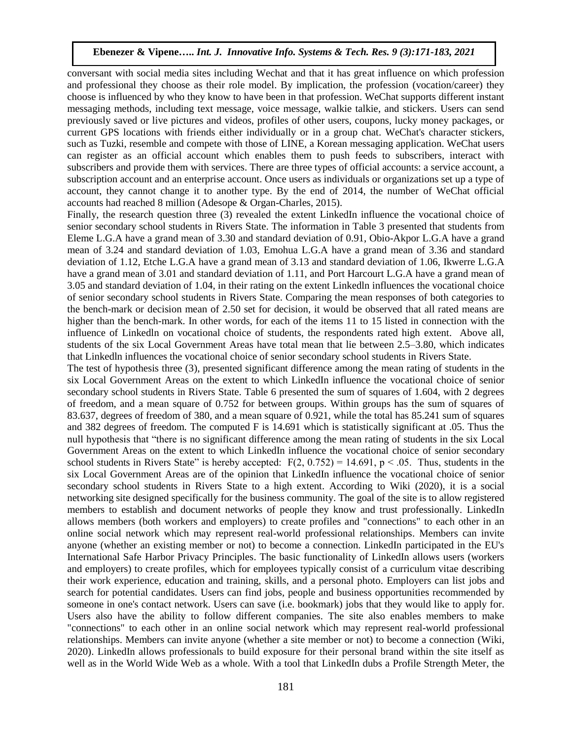conversant with social media sites including Wechat and that it has great influence on which profession and professional they choose as their role model. By implication, the profession (vocation/career) they choose is influenced by who they know to have been in that profession. WeChat supports different instant messaging methods, including text message, voice message, walkie talkie, and stickers. Users can send previously saved or live pictures and videos, profiles of other users, coupons, lucky money packages, or current GPS locations with friends either individually or in a group chat. WeChat's character stickers, such as Tuzki, resemble and compete with those of LINE, a Korean messaging application. WeChat users can register as an official account which enables them to push feeds to subscribers, interact with subscribers and provide them with services. There are three types of official accounts: a service account, a subscription account and an enterprise account. Once users as individuals or organizations set up a type of account, they cannot change it to another type. By the end of 2014, the number of WeChat official accounts had reached 8 million (Adesope & Organ-Charles, 2015).

Finally, the research question three (3) revealed the extent LinkedIn influence the vocational choice of senior secondary school students in Rivers State. The information in Table 3 presented that students from Eleme L.G.A have a grand mean of 3.30 and standard deviation of 0.91, Obio-Akpor L.G.A have a grand mean of 3.24 and standard deviation of 1.03, Emohua L.G.A have a grand mean of 3.36 and standard deviation of 1.12, Etche L.G.A have a grand mean of 3.13 and standard deviation of 1.06, Ikwerre L.G.A have a grand mean of 3.01 and standard deviation of 1.11, and Port Harcourt L.G.A have a grand mean of 3.05 and standard deviation of 1.04, in their rating on the extent Linkedln influences the vocational choice of senior secondary school students in Rivers State. Comparing the mean responses of both categories to the bench-mark or decision mean of 2.50 set for decision, it would be observed that all rated means are higher than the bench-mark. In other words, for each of the items 11 to 15 listed in connection with the influence of Linkedln on vocational choice of students, the respondents rated high extent. Above all, students of the six Local Government Areas have total mean that lie between 2.5–3.80, which indicates that Linkedln influences the vocational choice of senior secondary school students in Rivers State.

The test of hypothesis three (3), presented significant difference among the mean rating of students in the six Local Government Areas on the extent to which LinkedIn influence the vocational choice of senior secondary school students in Rivers State. Table 6 presented the sum of squares of 1.604, with 2 degrees of freedom, and a mean square of 0.752 for between groups. Within groups has the sum of squares of 83.637, degrees of freedom of 380, and a mean square of 0.921, while the total has 85.241 sum of squares and 382 degrees of freedom. The computed F is 14.691 which is statistically significant at .05. Thus the null hypothesis that "there is no significant difference among the mean rating of students in the six Local Government Areas on the extent to which LinkedIn influence the vocational choice of senior secondary school students in Rivers State" is hereby accepted: $F(2, 0.752) = 14.691$, $p < .05$. Thus, students in the six Local Government Areas are of the opinion that LinkedIn influence the vocational choice of senior secondary school students in Rivers State to a high extent. According to Wiki (2020), it is a social networking site designed specifically for the business community. The goal of the site is to allow registered members to establish and document networks of people they know and trust professionally. LinkedIn allows members (both workers and employers) to create profiles and "connections" to each other in an online social network which may represent real-world professional relationships. Members can invite anyone (whether an existing member or not) to become a connection. LinkedIn participated in the EU's International Safe Harbor Privacy Principles. The basic functionality of LinkedIn allows users (workers and employers) to create profiles, which for employees typically consist of a curriculum vitae describing their work experience, education and training, skills, and a personal photo. Employers can list jobs and search for potential candidates. Users can find jobs, people and business opportunities recommended by someone in one's contact network. Users can save (i.e. bookmark) jobs that they would like to apply for. Users also have the ability to follow different companies. The site also enables members to make "connections" to each other in an online social network which may represent real-world professional relationships. Members can invite anyone (whether a site member or not) to become a connection (Wiki, 2020). LinkedIn allows professionals to build exposure for their personal brand within the site itself as well as in the World Wide Web as a whole. With a tool that LinkedIn dubs a Profile Strength Meter, the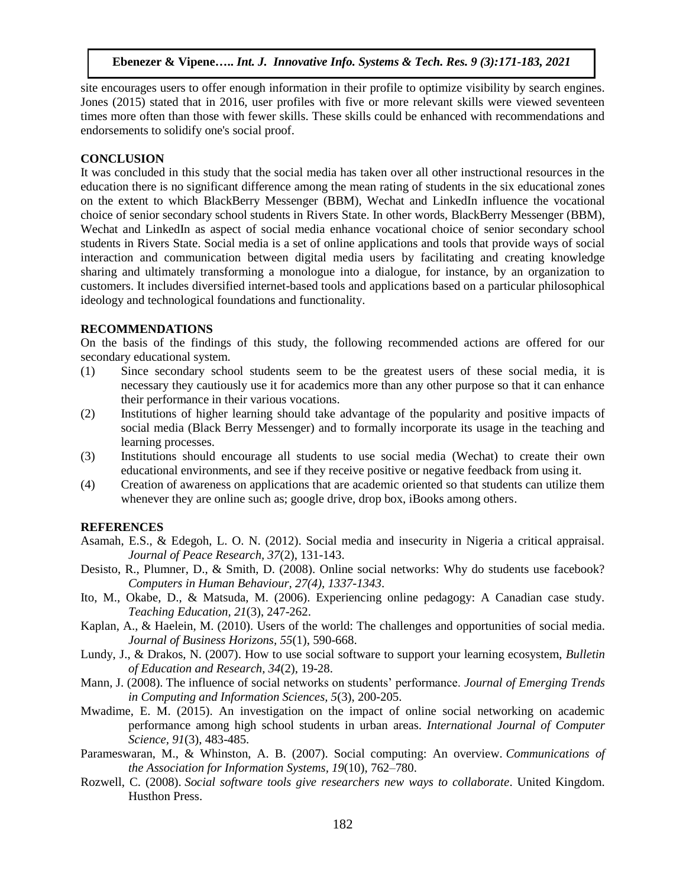site encourages users to offer enough information in their profile to optimize visibility by search engines. Jones (2015) stated that in 2016, user profiles with five or more relevant skills were viewed seventeen times more often than those with fewer skills. These skills could be enhanced with recommendations and endorsements to solidify one's social proof.

## CONCLUSION

It was concluded in this study that the social media has taken over all other instructional resources in the education there is no significant difference among the mean rating of students in the six educational zones on the extent to which BlackBerry Messenger (BBM), Wechat and LinkedIn influence the vocational choice of senior secondary school students in Rivers State. In other words, BlackBerry Messenger (BBM), Wechat and LinkedIn as aspect of social media enhance vocational choice of senior secondary school students in Rivers State. Social media is a set of online applications and tools that provide ways of social interaction and communication between digital media users by facilitating and creating knowledge sharing and ultimately transforming a monologue into a dialogue, for instance, by an organization to customers. It includes diversified internet-based tools and applications based on a particular philosophical ideology and technological foundations and functionality.

## RECOMMENDATIONS

On the basis of the findings of this study, the following recommended actions are offered for our secondary educational system.

(1) Since secondary school students seem to be the greatest users of these social media, it is necessary they cautiously use it for academics more than any other purpose so that it can enhance their performance in their various vocations.

(2) Institutions of higher learning should take advantage of the popularity and positive impacts of social media (Black Berry Messenger) and to formally incorporate its usage in the teaching and learning processes.

(3) Institutions should encourage all students to use social media (Wechat) to create their own educational environments, and see if they receive positive or negative feedback from using it.

(4) Creation of awareness on applications that are academic oriented so that students can utilize them whenever they are online such as; google drive, drop box, iBooks among others.

## REFERENCES

Asamah, E.S., & Edegoh, L. O. N. (2012). Social media and insecurity in Nigeria a critical appraisal. *Journal of Peace Research, 37*(2), 131-143.

Desisto, R., Plumner, D., & Smith, D. (2008). Online social networks: Why do students use facebook? *Computers in Human Behaviour, 27(4), 1337-1343*.

Ito, M., Okabe, D., & Matsuda, M. (2006). Experiencing online pedagogy: A Canadian case study. *Teaching Education, 21*(3), 247-262.

Kaplan, A., & Haelein, M. (2010). Users of the world: The challenges and opportunities of social media. *Journal of Business Horizons*, *55*(1), 590-668.

Lundy, J., & Drakos, N. (2007). How to use social software to support your learning ecosystem, *Bulletin of Education and Research, 34*(2), 19-28.

Mann, J. (2008). The influence of social networks on students' performance. *Journal of Emerging Trends in Computing and Information Sciences, 5*(3), 200-205.

Mwadime, E. M. (2015). An investigation on the impact of online social networking on academic performance among high school students in urban areas. *International Journal of Computer Science*, *91*(3), 483-485.

Parameswaran, M., & Whinston, A. B. (2007). Social computing: An overview. *Communications of the Association for Information Systems, 19*(10), 762–780.

Rozwell, C. (2008). *Social software tools give researchers new ways to collaborate*. United Kingdom. Husthon Press.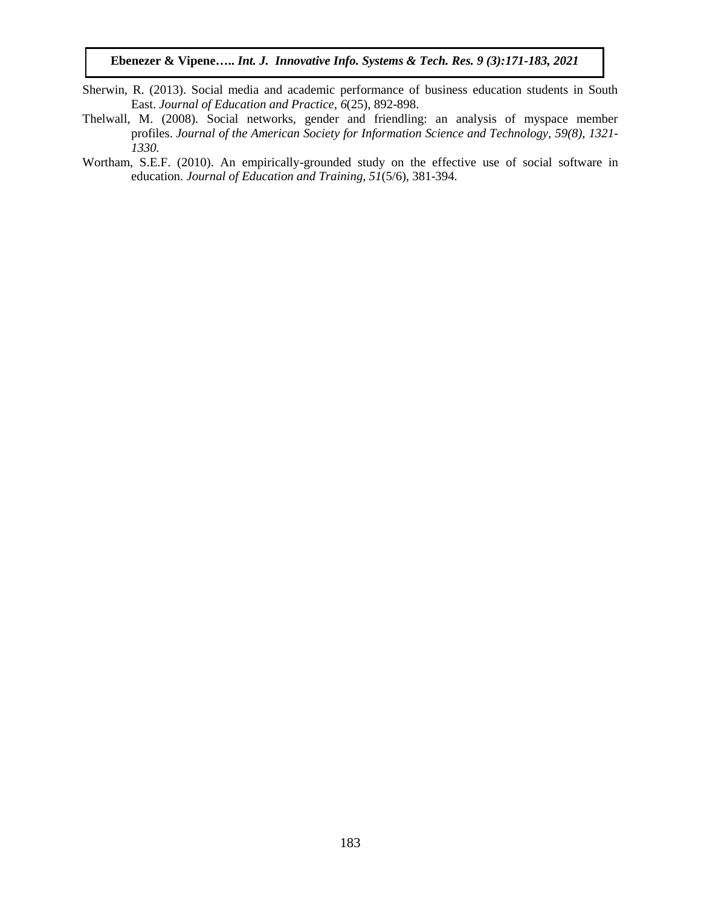Sherwin, R. (2013). Social media and academic performance of business education students in South East. *Journal of Education and Practice, 6*(25), 892-898.

Thelwall, M. (2008). Social networks, gender and friendling: an analysis of myspace member profiles. *Journal of the American Society for Information Science and Technology, 59(8), 1321-1330.*

Wortham, S.E.F. (2010). An empirically-grounded study on the effective use of social software in education. *Journal of Education and Training, 51*(5/6), 381-394.